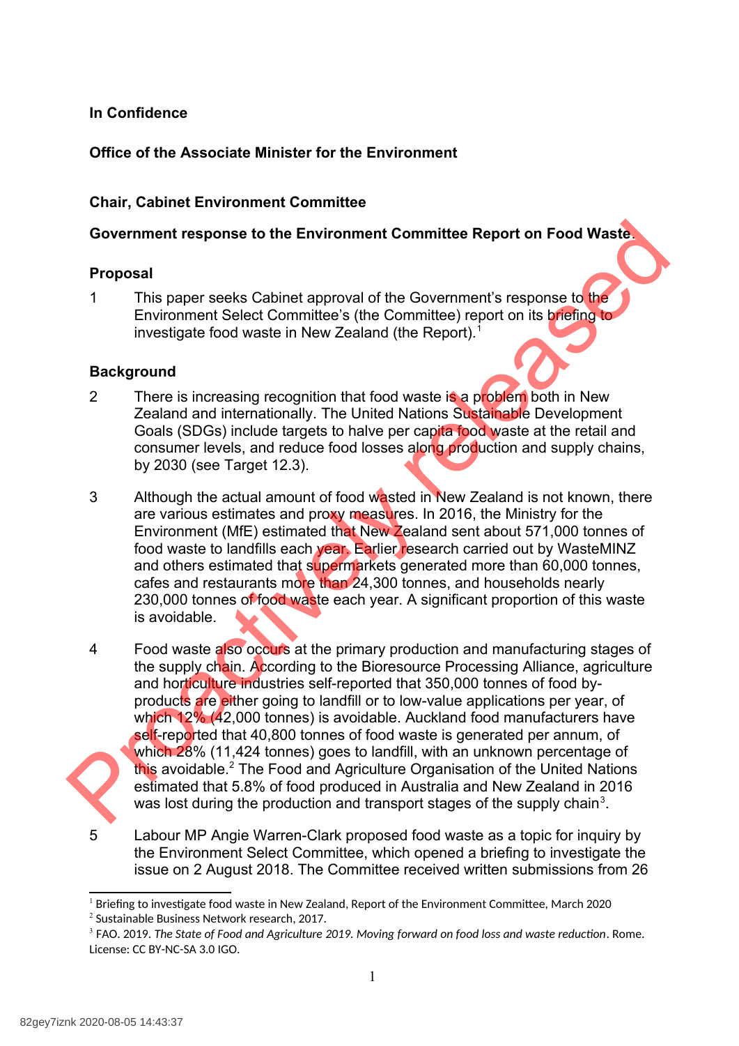**In Confidence**

**Office of the Associate Minister for the Environment**

**Chair, Cabinet Environment Committee**

**Government response to the Environment Committee Report on Food Waste.**

## Proposal

1 This paper seeks Cabinet approval of the Government's response to the Environment Select Committee's (the Committee) report on its briefing to investigate food waste in New Zealand (the Report).[1]

## Background

2 There is increasing recognition that food waste is a problem both in New Zealand and internationally. The United Nations Sustainable Development Goals (SDGs) include targets to halve per capita food waste at the retail and consumer levels, and reduce food losses along production and supply chains, by 2030 (see Target 12.3).

3 Although the actual amount of food wasted in New Zealand is not known, there are various estimates and proxy measures. In 2016, the Ministry for the Environment (MfE) estimated that New Zealand sent about 571,000 tonnes of food waste to landfills each year. Earlier research carried out by WasteMINZ and others estimated that supermarkets generated more than 60,000 tonnes, cafes and restaurants more than 24,300 tonnes, and households nearly 230,000 tonnes of food waste each year. A significant proportion of this waste is avoidable.

4 Food waste also occurs at the primary production and manufacturing stages of the supply chain. According to the Bioresource Processing Alliance, agriculture and horticulture industries self-reported that 350,000 tonnes of food by-products are either going to landfill or to low-value applications per year, of which 12% (42,000 tonnes) is avoidable. Auckland food manufacturers have self-reported that 40,800 tonnes of food waste is generated per annum, of which 28% (11,424 tonnes) goes to landfill, with an unknown percentage of this avoidable.[2] The Food and Agriculture Organisation of the United Nations estimated that 5.8% of food produced in Australia and New Zealand in 2016 was lost during the production and transport stages of the supply chain[3].

5 Labour MP Angie Warren-Clark proposed food waste as a topic for inquiry by the Environment Select Committee, which opened a briefing to investigate the issue on 2 August 2018. The Committee received written submissions from 26

---

[1] Briefing to investigate food waste in New Zealand, Report of the Environment Committee, March 2020

[2] Sustainable Business Network research, 2017.

[3] FAO. 2019. *The State of Food and Agriculture 2019. Moving forward on food loss and waste reduction*. Rome. License: CC BY-NC-SA 3.0 IGO.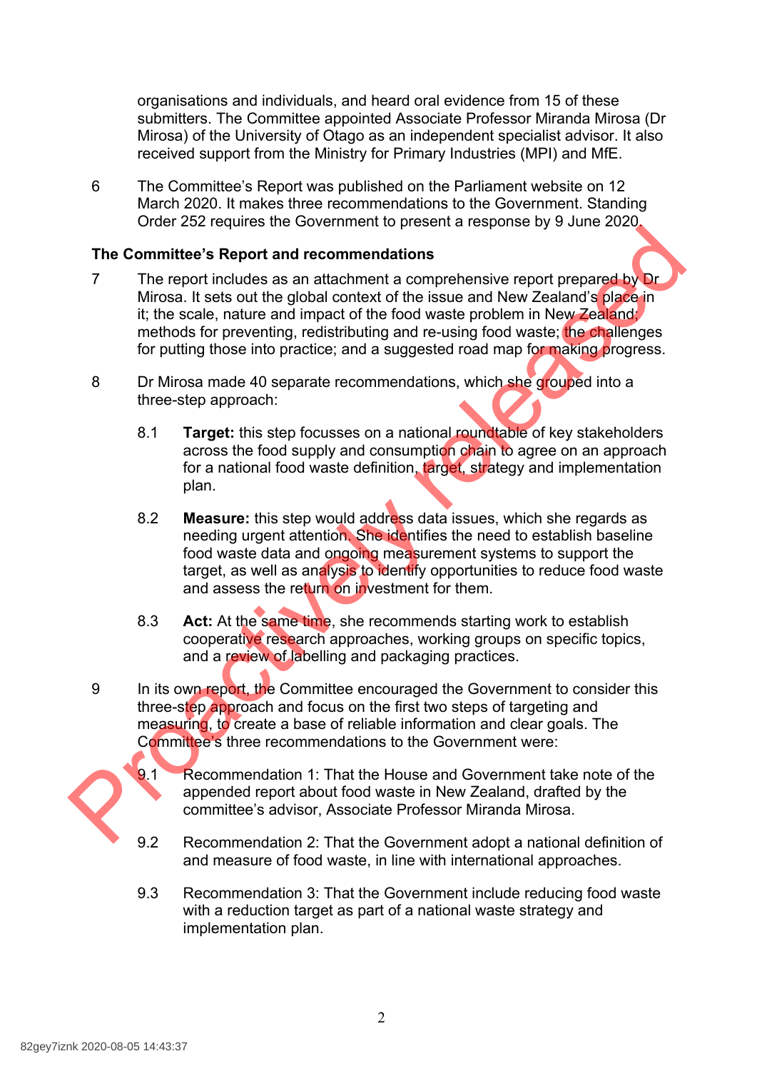organisations and individuals, and heard oral evidence from 15 of these submitters. The Committee appointed Associate Professor Miranda Mirosa (Dr Mirosa) of the University of Otago as an independent specialist advisor. It also received support from the Ministry for Primary Industries (MPI) and MfE.

6 The Committee's Report was published on the Parliament website on 12 March 2020. It makes three recommendations to the Government. Standing Order 252 requires the Government to present a response by 9 June 2020.

**The Committee's Report and recommendations**

7 The report includes as an attachment a comprehensive report prepared by Dr Mirosa. It sets out the global context of the issue and New Zealand's place in it; the scale, nature and impact of the food waste problem in New Zealand; methods for preventing, redistributing and re-using food waste; the challenges for putting those into practice; and a suggested road map for making progress.

8 Dr Mirosa made 40 separate recommendations, which she grouped into a three-step approach:

8.1 **Target:** this step focusses on a national roundtable of key stakeholders across the food supply and consumption chain to agree on an approach for a national food waste definition, target, strategy and implementation plan.

8.2 **Measure:** this step would address data issues, which she regards as needing urgent attention. She identifies the need to establish baseline food waste data and ongoing measurement systems to support the target, as well as analysis to identify opportunities to reduce food waste and assess the return on investment for them.

8.3 **Act:** At the same time, she recommends starting work to establish cooperative research approaches, working groups on specific topics, and a review of labelling and packaging practices.

9 In its own report, the Committee encouraged the Government to consider this three-step approach and focus on the first two steps of targeting and measuring, to create a base of reliable information and clear goals. The Committee's three recommendations to the Government were:

9.1 Recommendation 1: That the House and Government take note of the appended report about food waste in New Zealand, drafted by the committee's advisor, Associate Professor Miranda Mirosa.

9.2 Recommendation 2: That the Government adopt a national definition of and measure of food waste, in line with international approaches.

9.3 Recommendation 3: That the Government include reducing food waste with a reduction target as part of a national waste strategy and implementation plan.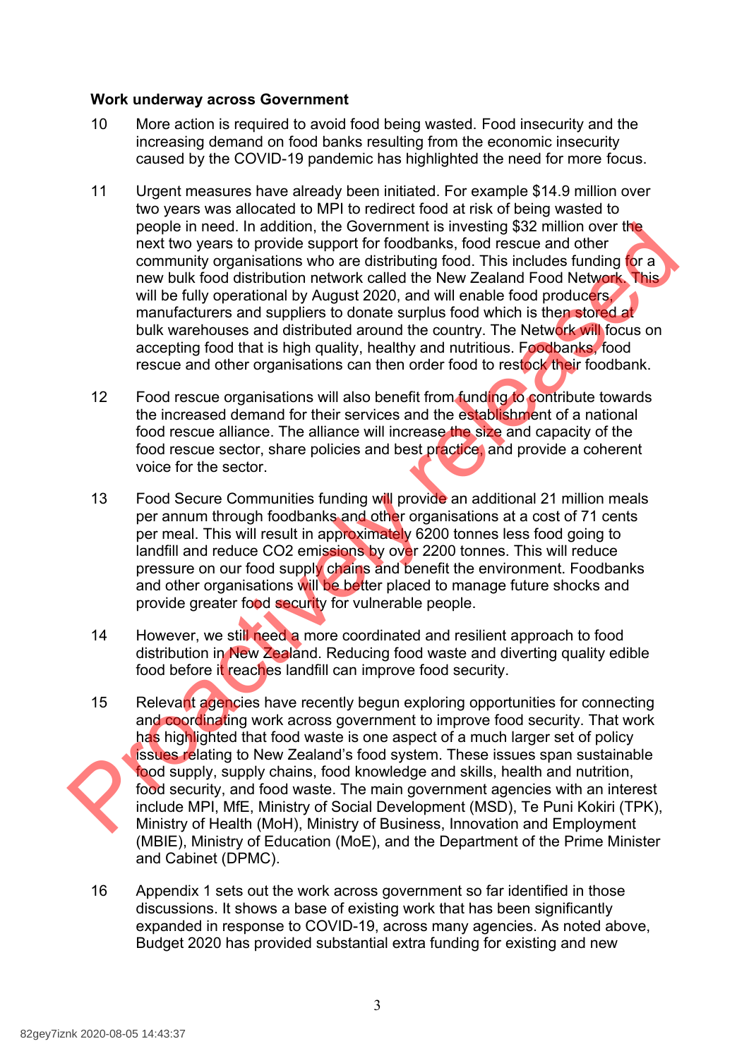**Work underway across Government**

10 More action is required to avoid food being wasted. Food insecurity and the increasing demand on food banks resulting from the economic insecurity caused by the COVID-19 pandemic has highlighted the need for more focus.

11 Urgent measures have already been initiated. For example $14.9 million over two years was allocated to MPI to redirect food at risk of being wasted to people in need. In addition, the Government is investing $32 million over the next two years to provide support for foodbanks, food rescue and other community organisations who are distributing food. This includes funding for a new bulk food distribution network called the New Zealand Food Network. This will be fully operational by August 2020, and will enable food producers, manufacturers and suppliers to donate surplus food which is then stored at bulk warehouses and distributed around the country. The Network will focus on accepting food that is high quality, healthy and nutritious. Foodbanks, food rescue and other organisations can then order food to restock their foodbank.

12 Food rescue organisations will also benefit from funding to contribute towards the increased demand for their services and the establishment of a national food rescue alliance. The alliance will increase the size and capacity of the food rescue sector, share policies and best practice, and provide a coherent voice for the sector.

13 Food Secure Communities funding will provide an additional 21 million meals per annum through foodbanks and other organisations at a cost of 71 cents per meal. This will result in approximately 6200 tonnes less food going to landfill and reduce $CO_2$ emissions by over 2200 tonnes. This will reduce pressure on our food supply chains and benefit the environment. Foodbanks and other organisations will be better placed to manage future shocks and provide greater food security for vulnerable people.

14 However, we still need a more coordinated and resilient approach to food distribution in New Zealand. Reducing food waste and diverting quality edible food before it reaches landfill can improve food security.

15 Relevant agencies have recently begun exploring opportunities for connecting and coordinating work across government to improve food security. That work has highlighted that food waste is one aspect of a much larger set of policy issues relating to New Zealand's food system. These issues span sustainable food supply, supply chains, food knowledge and skills, health and nutrition, food security, and food waste. The main government agencies with an interest include MPI, MfE, Ministry of Social Development (MSD), Te Puni Kokiri (TPK), Ministry of Health (MoH), Ministry of Business, Innovation and Employment (MBIE), Ministry of Education (MoE), and the Department of the Prime Minister and Cabinet (DPMC).

16 Appendix 1 sets out the work across government so far identified in those discussions. It shows a base of existing work that has been significantly expanded in response to COVID-19, across many agencies. As noted above, Budget 2020 has provided substantial extra funding for existing and new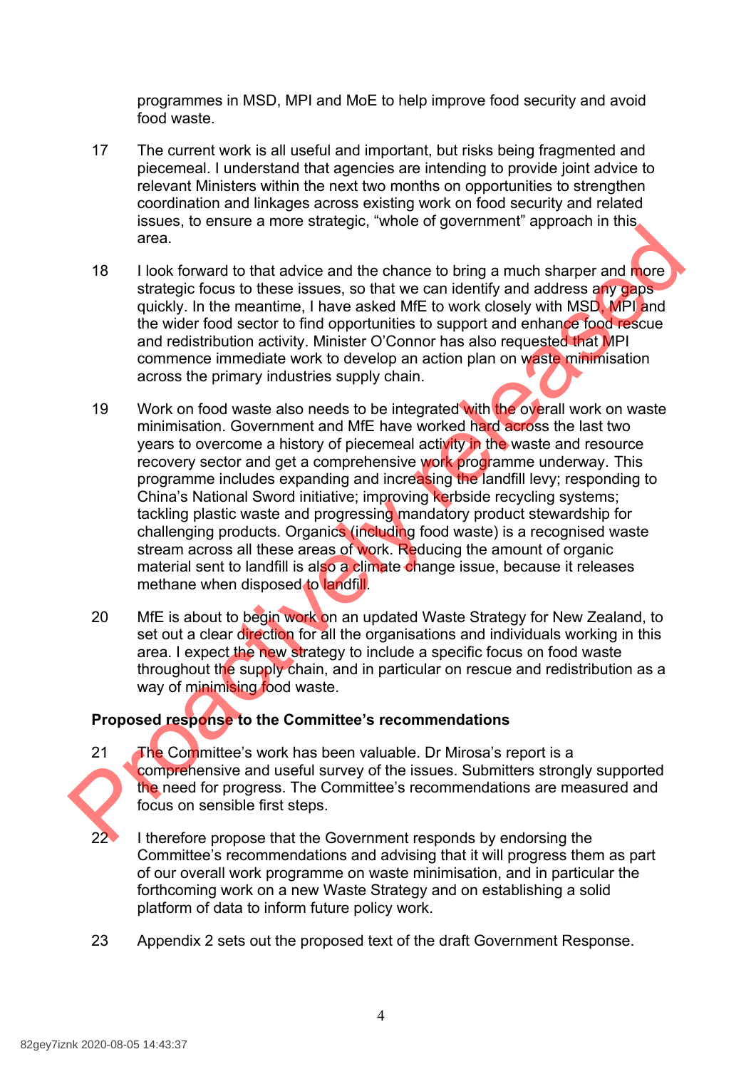programmes in MSD, MPI and MoE to help improve food security and avoid food waste.

17 The current work is all useful and important, but risks being fragmented and piecemeal. I understand that agencies are intending to provide joint advice to relevant Ministers within the next two months on opportunities to strengthen coordination and linkages across existing work on food security and related issues, to ensure a more strategic, "whole of government" approach in this area.

18 I look forward to that advice and the chance to bring a much sharper and more strategic focus to these issues, so that we can identify and address any gaps quickly. In the meantime, I have asked MfE to work closely with MSD, MPI and the wider food sector to find opportunities to support and enhance food rescue and redistribution activity. Minister O'Connor has also requested that MPI commence immediate work to develop an action plan on waste minimisation across the primary industries supply chain.

19 Work on food waste also needs to be integrated with the overall work on waste minimisation. Government and MfE have worked hard across the last two years to overcome a history of piecemeal activity in the waste and resource recovery sector and get a comprehensive work programme underway. This programme includes expanding and increasing the landfill levy; responding to China's National Sword initiative; improving kerbside recycling systems; tackling plastic waste and progressing mandatory product stewardship for challenging products. Organics (including food waste) is a recognised waste stream across all these areas of work. Reducing the amount of organic material sent to landfill is also a climate change issue, because it releases methane when disposed to landfill.

20 MfE is about to begin work on an updated Waste Strategy for New Zealand, to set out a clear direction for all the organisations and individuals working in this area. I expect the new strategy to include a specific focus on food waste throughout the supply chain, and in particular on rescue and redistribution as a way of minimising food waste.

**Proposed response to the Committee's recommendations**

21 The Committee's work has been valuable. Dr Mirosa's report is a comprehensive and useful survey of the issues. Submitters strongly supported the need for progress. The Committee's recommendations are measured and focus on sensible first steps.

22 I therefore propose that the Government responds by endorsing the Committee's recommendations and advising that it will progress them as part of our overall work programme on waste minimisation, and in particular the forthcoming work on a new Waste Strategy and on establishing a solid platform of data to inform future policy work.

23 Appendix 2 sets out the proposed text of the draft Government Response.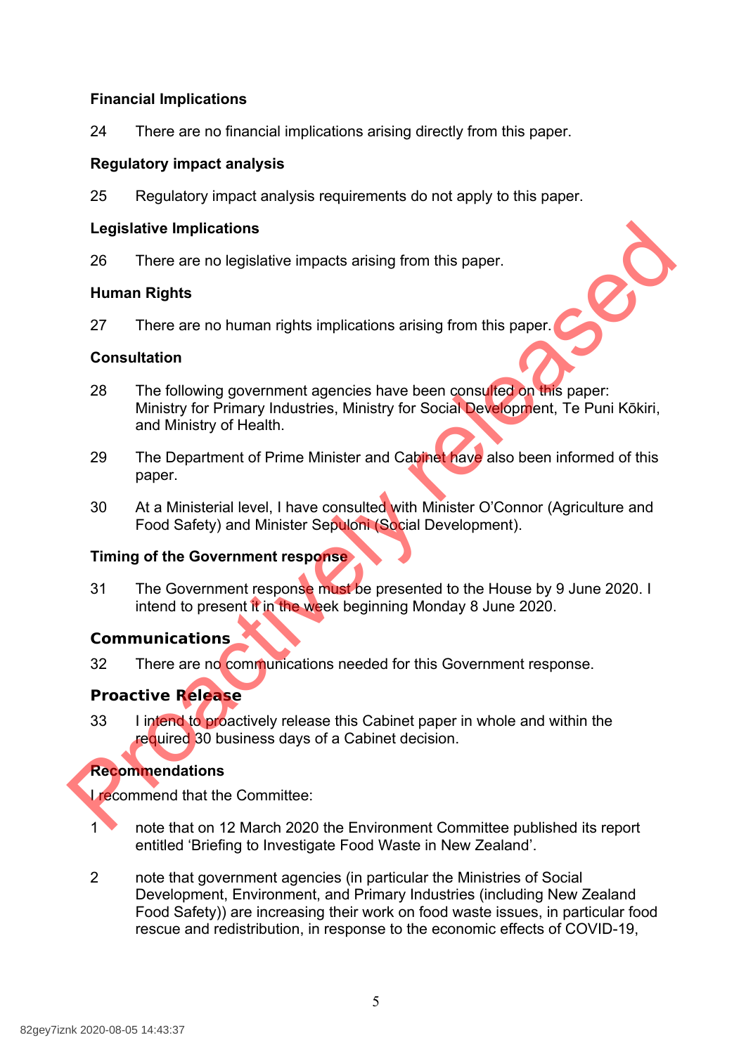### Financial Implications

24 There are no financial implications arising directly from this paper.

### Regulatory impact analysis

25 Regulatory impact analysis requirements do not apply to this paper.

### Legislative Implications

26 There are no legislative impacts arising from this paper.

### Human Rights

27 There are no human rights implications arising from this paper.

### Consultation

28 The following government agencies have been consulted on this paper: Ministry for Primary Industries, Ministry for Social Development, Te Puni Kōkiri, and Ministry of Health.

29 The Department of Prime Minister and Cabinet have also been informed of this paper.

30 At a Ministerial level, I have consulted with Minister O'Connor (Agriculture and Food Safety) and Minister Sepuloni (Social Development).

### Timing of the Government response

31 The Government response must be presented to the House by 9 June 2020. I intend to present it in the week beginning Monday 8 June 2020.

### Communications

32 There are no communications needed for this Government response.

### Proactive Release

33 I intend to proactively release this Cabinet paper in whole and within the required 30 business days of a Cabinet decision.

### Recommendations

I recommend that the Committee:

1 note that on 12 March 2020 the Environment Committee published its report entitled 'Briefing to Investigate Food Waste in New Zealand'.

2 note that government agencies (in particular the Ministries of Social Development, Environment, and Primary Industries (including New Zealand Food Safety)) are increasing their work on food waste issues, in particular food rescue and redistribution, in response to the economic effects of COVID-19,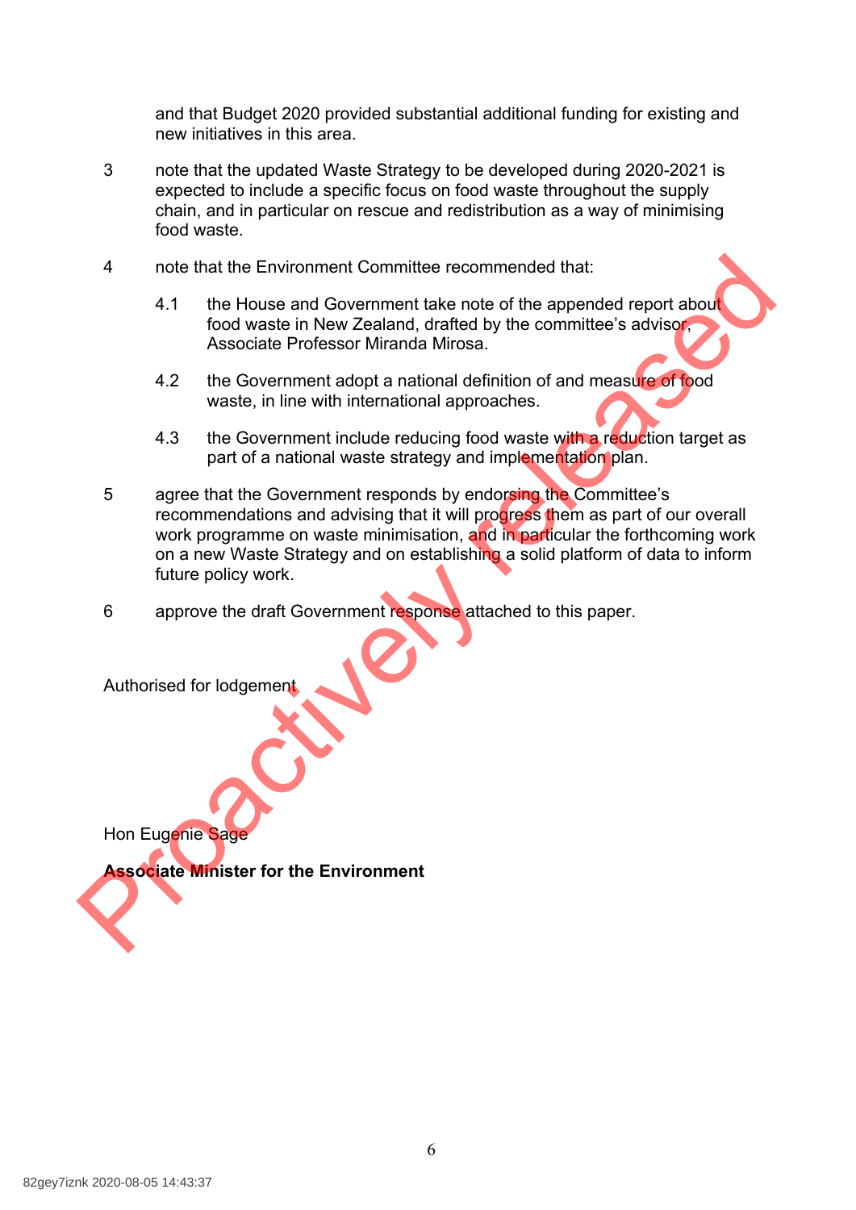and that Budget 2020 provided substantial additional funding for existing and new initiatives in this area.

3 note that the updated Waste Strategy to be developed during 2020-2021 is expected to include a specific focus on food waste throughout the supply chain, and in particular on rescue and redistribution as a way of minimising food waste.

4 note that the Environment Committee recommended that:

 4.1 the House and Government take note of the appended report about food waste in New Zealand, drafted by the committee's advisor, Associate Professor Miranda Mirosa.

 4.2 the Government adopt a national definition of and measure of food waste, in line with international approaches.

 4.3 the Government include reducing food waste with a reduction target as part of a national waste strategy and implementation plan.

5 agree that the Government responds by endorsing the Committee's recommendations and advising that it will progress them as part of our overall work programme on waste minimisation, and in particular the forthcoming work on a new Waste Strategy and on establishing a solid platform of data to inform future policy work.

6 approve the draft Government response attached to this paper.

Authorised for lodgement

Hon Eugenie Sage

**Associate Minister for the Environment**

Proactively released

82gey7iznk 2020-08-05 14:43:37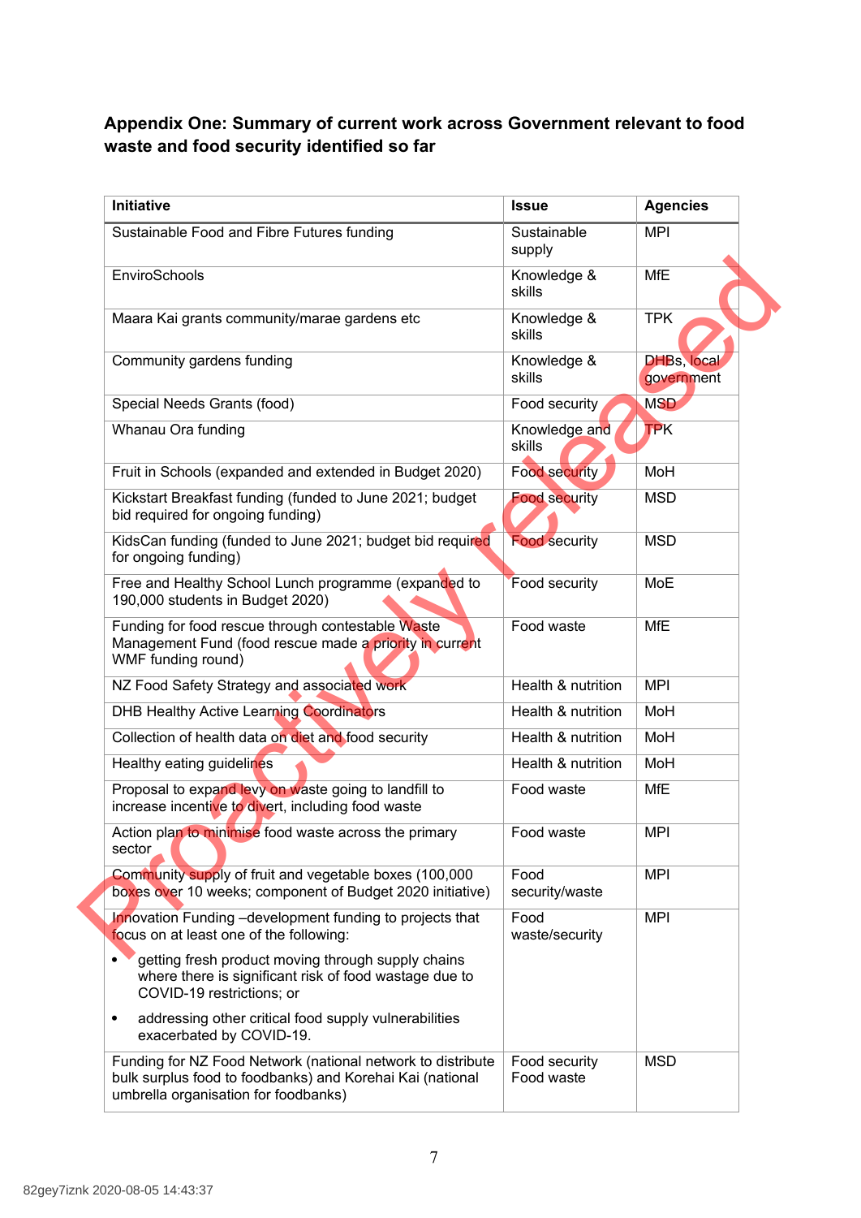## Appendix One: Summary of current work across Government relevant to food waste and food security identified so far

| Initiative | Issue | Agencies |
|---|---|---|
| Sustainable Food and Fibre Futures funding | Sustainable supply | MPI |
| EnviroSchools | Knowledge & skills | MfE |
| Maara Kai grants community/marae gardens etc | Knowledge & skills | TPK |
| Community gardens funding | Knowledge & skills | DHBs, local government |
| Special Needs Grants (food) | Food security | MSD |
| Whanau Ora funding | Knowledge and skills | TPK |
| Fruit in Schools (expanded and extended in Budget 2020) | Food security | MoH |
| Kickstart Breakfast funding (funded to June 2021; budget bid required for ongoing funding) | Food security | MSD |
| KidsCan funding (funded to June 2021; budget bid required for ongoing funding) | Food security | MSD |
| Free and Healthy School Lunch programme (expanded to 190,000 students in Budget 2020) | Food security | MoE |
| Funding for food rescue through contestable Waste Management Fund (food rescue made a priority in current WMF funding round) | Food waste | MfE |
| NZ Food Safety Strategy and associated work | Health & nutrition | MPI |
| DHB Healthy Active Learning Coordinators | Health & nutrition | MoH |
| Collection of health data on diet and food security | Health & nutrition | MoH |
| Healthy eating guidelines | Health & nutrition | MoH |
| Proposal to expand levy on waste going to landfill to increase incentive to divert, including food waste | Food waste | MfE |
| Action plan to minimise food waste across the primary sector | Food waste | MPI |
| Community supply of fruit and vegetable boxes (100,000 boxes over 10 weeks; component of Budget 2020 initiative) | Food security/waste | MPI |
| Innovation Funding –development funding to projects that focus on at least one of the following:<br>• getting fresh product moving through supply chains where there is significant risk of food wastage due to COVID-19 restrictions; or<br>• addressing other critical food supply vulnerabilities exacerbated by COVID-19. | Food waste/security | MPI |
| Funding for NZ Food Network (national network to distribute bulk surplus food to foodbanks) and Korehai Kai (national umbrella organisation for foodbanks) | Food security<br>Food waste | MSD |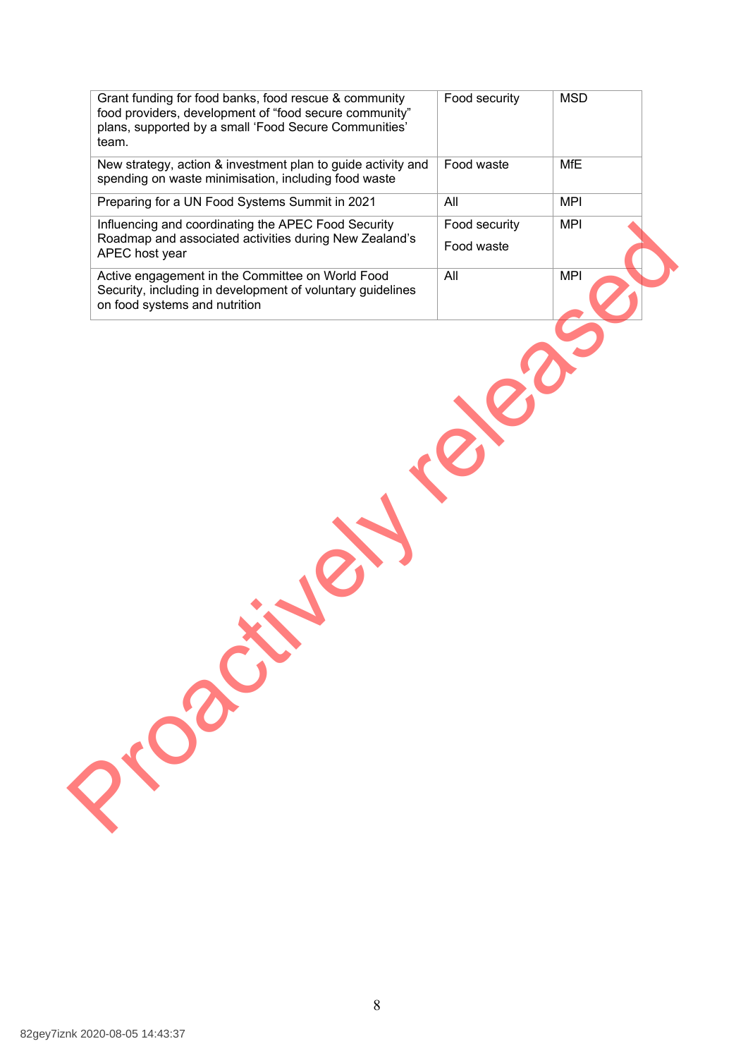| | | |
|---|---|---|
| Grant funding for food banks, food rescue & community food providers, development of "food secure community" plans, supported by a small 'Food Secure Communities' team. | Food security | MSD |
| New strategy, action & investment plan to guide activity and spending on waste minimisation, including food waste | Food waste | MfE |
| Preparing for a UN Food Systems Summit in 2021 | All | MPI |
| Influencing and coordinating the APEC Food Security Roadmap and associated activities during New Zealand's APEC host year | Food security<br>Food waste | MPI |
| Active engagement in the Committee on World Food Security, including in development of voluntary guidelines on food systems and nutrition | All | MPI |

Proactively released

82gey7iznk 2020-08-05 14:43:37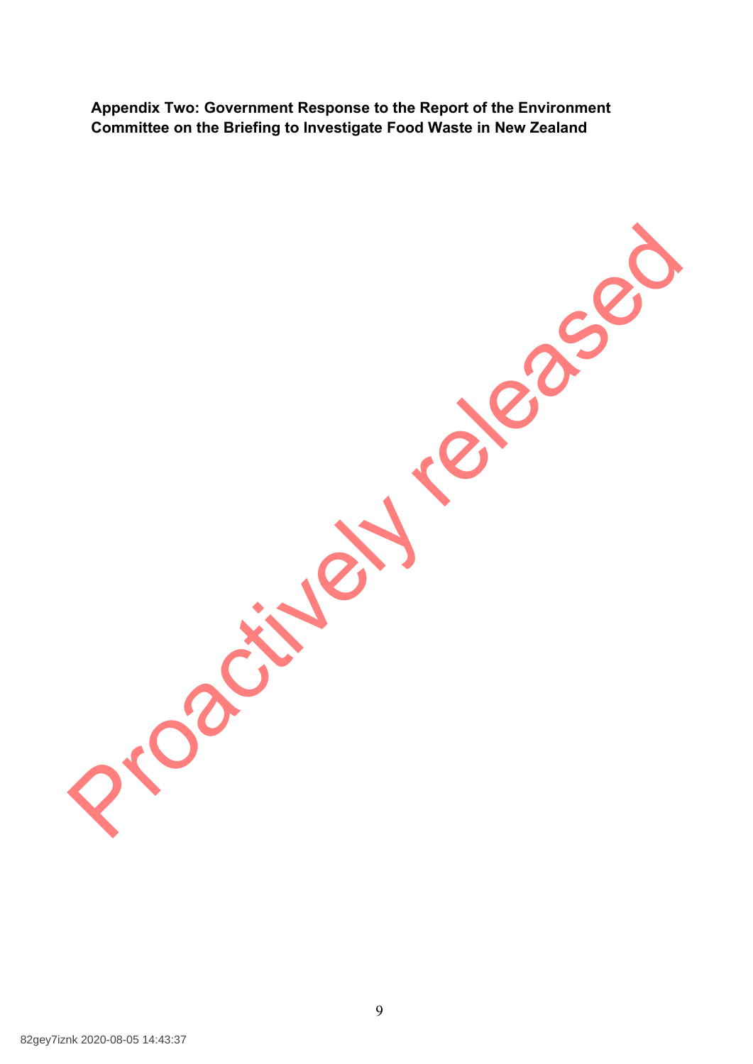**Appendix Two: Government Response to the Report of the Environment Committee on the Briefing to Investigate Food Waste in New Zealand**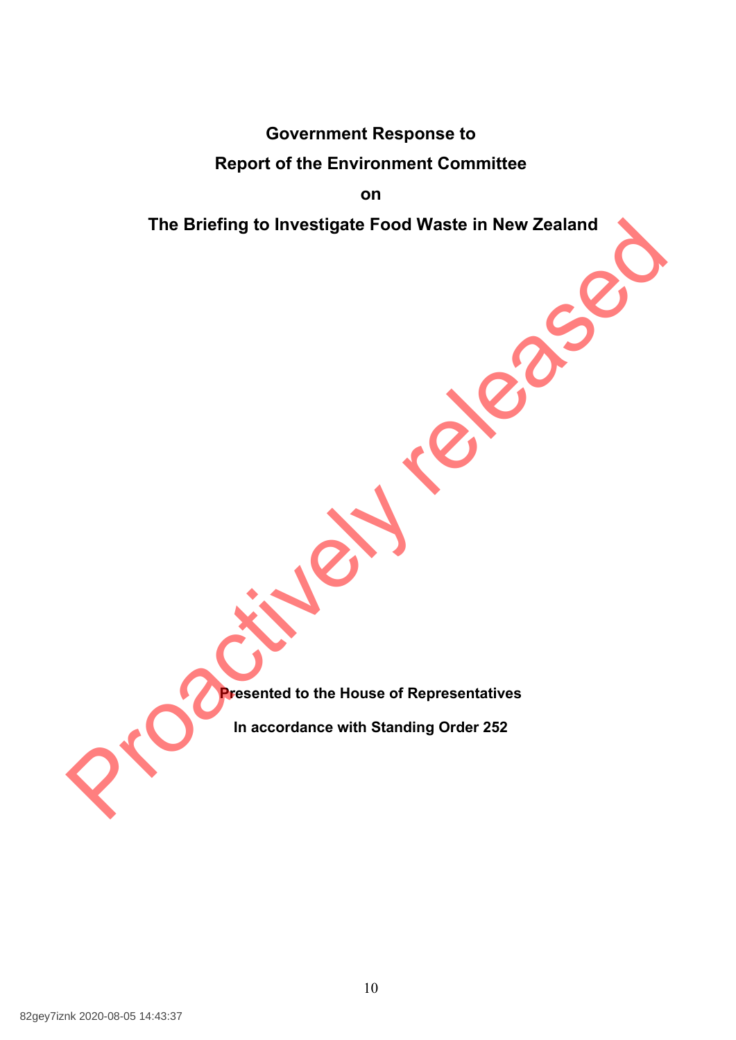# Government Response to

# Report of the Environment Committee

# on

# The Briefing to Investigate Food Waste in New Zealand

Proactively released

**Presented to the House of Representatives**

**In accordance with Standing Order 252**

82gey7iznk 2020-08-05 14:43:37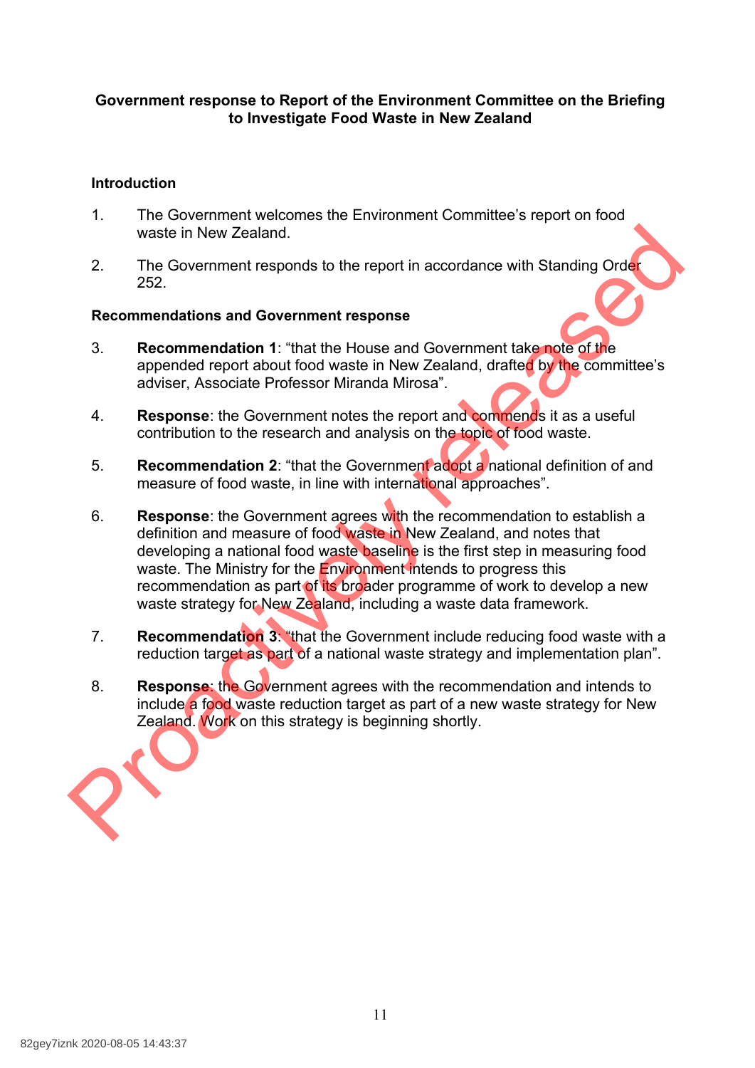**Government response to Report of the Environment Committee on the Briefing to Investigate Food Waste in New Zealand**

**Introduction**

1. The Government welcomes the Environment Committee's report on food waste in New Zealand.

2. The Government responds to the report in accordance with Standing Order 252.

**Recommendations and Government response**

3. **Recommendation 1**: "that the House and Government take note of the appended report about food waste in New Zealand, drafted by the committee's adviser, Associate Professor Miranda Mirosa".

4. **Response**: the Government notes the report and commends it as a useful contribution to the research and analysis on the topic of food waste.

5. **Recommendation 2**: "that the Government adopt a national definition of and measure of food waste, in line with international approaches".

6. **Response**: the Government agrees with the recommendation to establish a definition and measure of food waste in New Zealand, and notes that developing a national food waste baseline is the first step in measuring food waste. The Ministry for the Environment intends to progress this recommendation as part of its broader programme of work to develop a new waste strategy for New Zealand, including a waste data framework.

7. **Recommendation 3**: "that the Government include reducing food waste with a reduction target as part of a national waste strategy and implementation plan".

8. **Response**: the Government agrees with the recommendation and intends to include a food waste reduction target as part of a new waste strategy for New Zealand. Work on this strategy is beginning shortly.